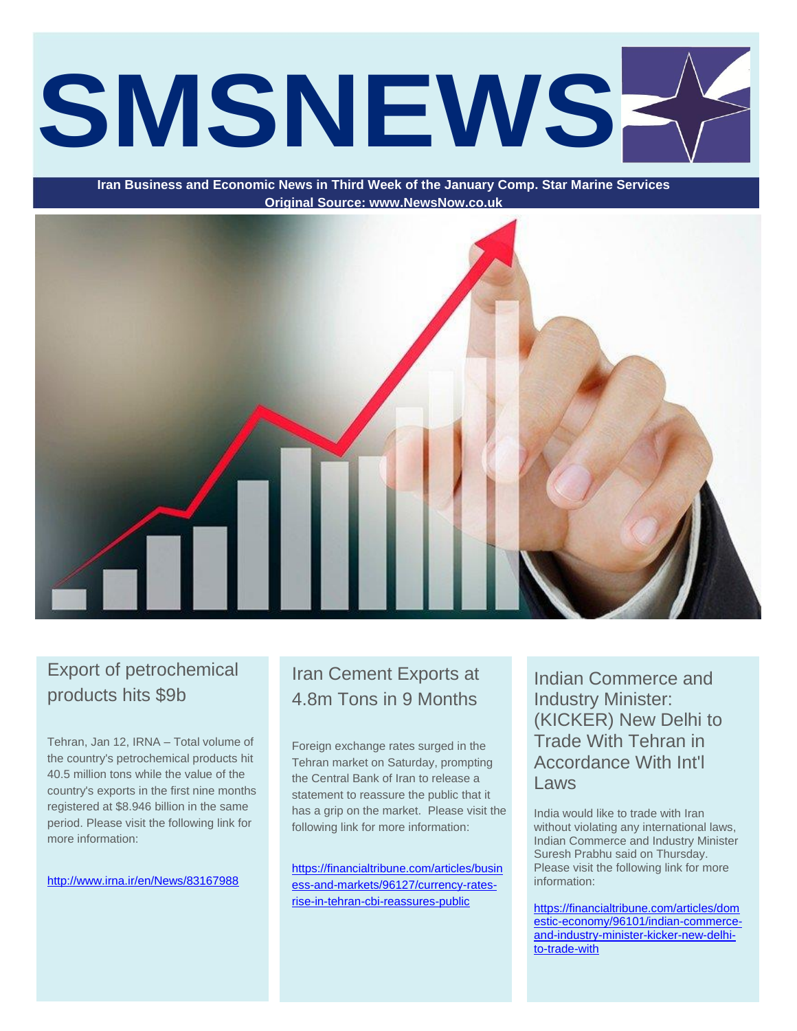# SMSNEWS

**Iran Business and Economic News in Third Week of the January Comp. Star Marine Services**
**Original Source: www.NewsNow.co.uk**

## Export of petrochemical products hits $9b

Tehran, Jan 12, IRNA – Total volume of the country's petrochemical products hit 40.5 million tons while the value of the country's exports in the first nine months registered at $8.946 billion in the same period. Please visit the following link for more information:

http://www.irna.ir/en/News/83167988

## Iran Cement Exports at 4.8m Tons in 9 Months

Foreign exchange rates surged in the Tehran market on Saturday, prompting the Central Bank of Iran to release a statement to reassure the public that it has a grip on the market. Please visit the following link for more information:

https://financialtribune.com/articles/business-and-markets/96127/currency-rates-rise-in-tehran-cbi-reassures-public

## Indian Commerce and Industry Minister: (KICKER) New Delhi to Trade With Tehran in Accordance With Int'l Laws

India would like to trade with Iran without violating any international laws, Indian Commerce and Industry Minister Suresh Prabhu said on Thursday. Please visit the following link for more information:

https://financialtribune.com/articles/domestic-economy/96101/indian-commerce-and-industry-minister-kicker-new-delhi-to-trade-with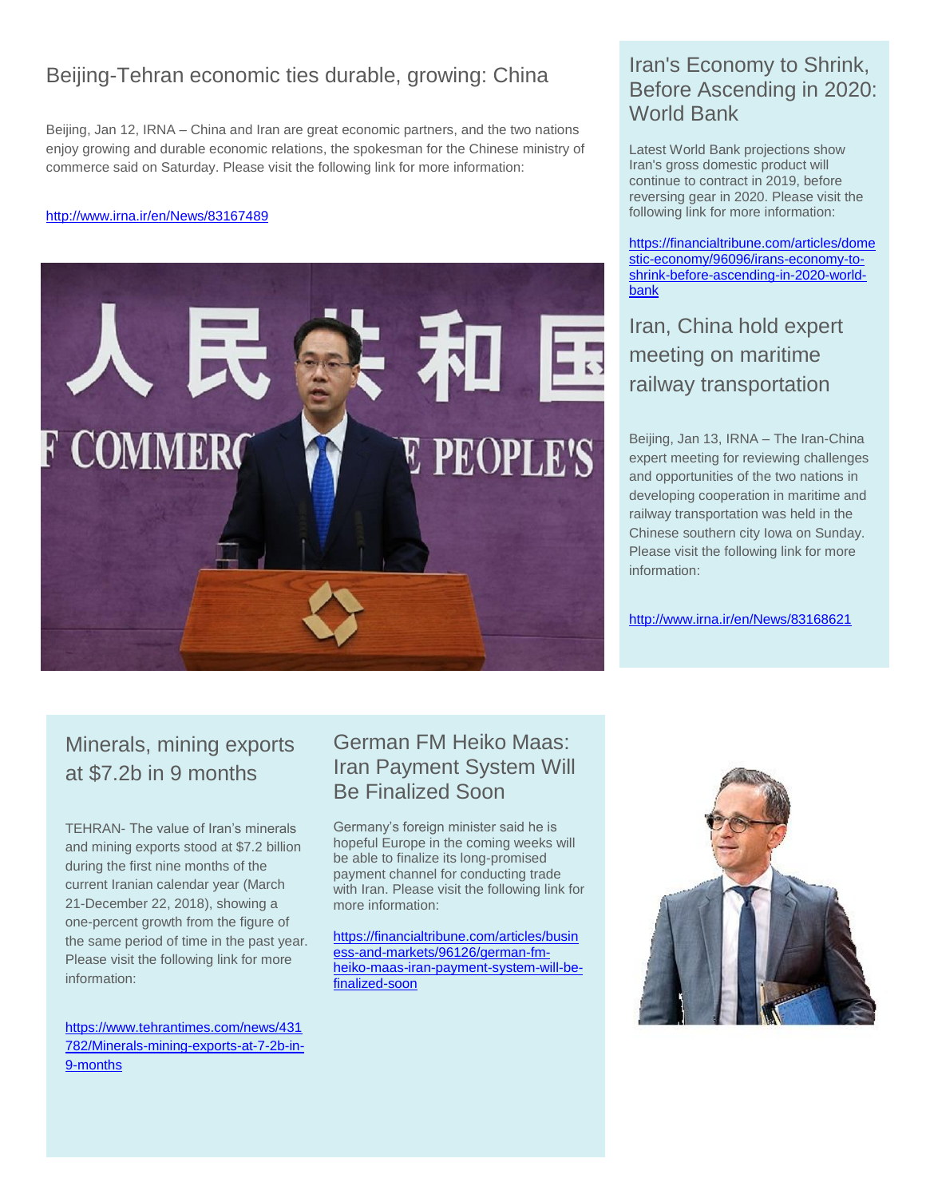## Beijing-Tehran economic ties durable, growing: China

Beijing, Jan 12, IRNA – China and Iran are great economic partners, and the two nations enjoy growing and durable economic relations, the spokesman for the Chinese ministry of commerce said on Saturday. Please visit the following link for more information:

http://www.irna.ir/en/News/83167489

## Iran's Economy to Shrink, Before Ascending in 2020: World Bank

Latest World Bank projections show Iran's gross domestic product will continue to contract in 2019, before reversing gear in 2020. Please visit the following link for more information:

https://financialtribune.com/articles/domestic-economy/96096/irans-economy-to-shrink-before-ascending-in-2020-world-bank

## Iran, China hold expert meeting on maritime railway transportation

Beijing, Jan 13, IRNA – The Iran-China expert meeting for reviewing challenges and opportunities of the two nations in developing cooperation in maritime and railway transportation was held in the Chinese southern city Iowa on Sunday. Please visit the following link for more information:

http://www.irna.ir/en/News/83168621

## Minerals, mining exports at $7.2b in 9 months

TEHRAN- The value of Iran's minerals and mining exports stood at $7.2 billion during the first nine months of the current Iranian calendar year (March 21-December 22, 2018), showing a one-percent growth from the figure of the same period of time in the past year. Please visit the following link for more information:

https://www.tehrantimes.com/news/431782/Minerals-mining-exports-at-7-2b-in-9-months

## German FM Heiko Maas: Iran Payment System Will Be Finalized Soon

Germany's foreign minister said he is hopeful Europe in the coming weeks will be able to finalize its long-promised payment channel for conducting trade with Iran. Please visit the following link for more information:

https://financialtribune.com/articles/business-and-markets/96126/german-fm-heiko-maas-iran-payment-system-will-be-finalized-soon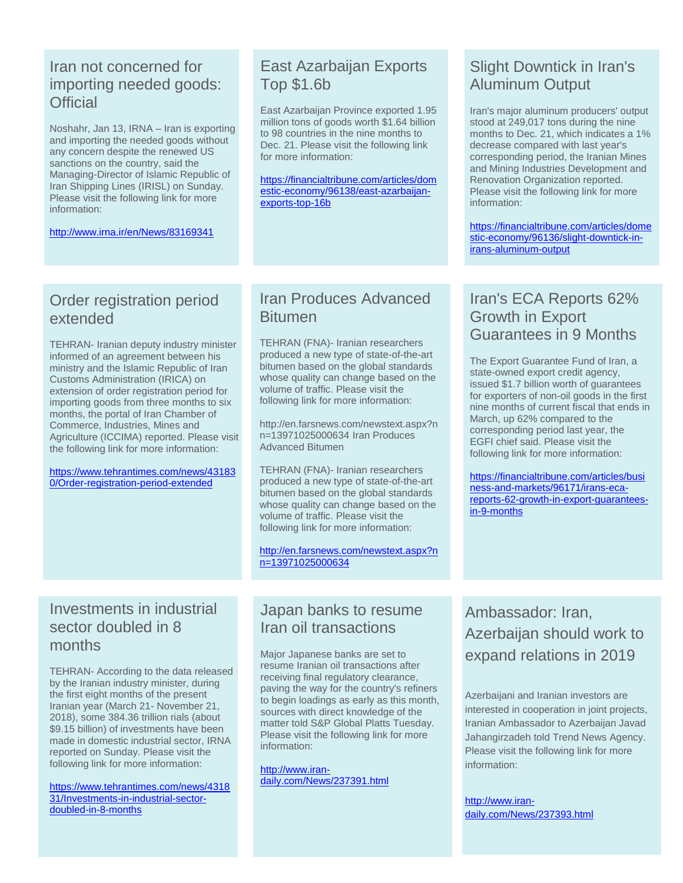## Iran not concerned for importing needed goods: Official

Noshahr, Jan 13, IRNA – Iran is exporting and importing the needed goods without any concern despite the renewed US sanctions on the country, said the Managing-Director of Islamic Republic of Iran Shipping Lines (IRISL) on Sunday. Please visit the following link for more information:

http://www.irna.ir/en/News/83169341

## East Azarbaijan Exports Top $1.6b

East Azarbaijan Province exported 1.95 million tons of goods worth $1.64 billion to 98 countries in the nine months to Dec. 21. Please visit the following link for more information:

https://financialtribune.com/articles/domestic-economy/96138/east-azarbaijan-exports-top-16b

## Slight Downtick in Iran's Aluminum Output

Iran's major aluminum producers' output stood at 249,017 tons during the nine months to Dec. 21, which indicates a 1% decrease compared with last year's corresponding period, the Iranian Mines and Mining Industries Development and Renovation Organization reported. Please visit the following link for more information:

https://financialtribune.com/articles/domestic-economy/96136/slight-downtick-in-irans-aluminum-output

## Order registration period extended

TEHRAN- Iranian deputy industry minister informed of an agreement between his ministry and the Islamic Republic of Iran Customs Administration (IRICA) on extension of order registration period for importing goods from three months to six months, the portal of Iran Chamber of Commerce, Industries, Mines and Agriculture (ICCIMA) reported. Please visit the following link for more information:

https://www.tehrantimes.com/news/431830/Order-registration-period-extended

## Iran Produces Advanced Bitumen

TEHRAN (FNA)- Iranian researchers produced a new type of state-of-the-art bitumen based on the global standards whose quality can change based on the volume of traffic. Please visit the following link for more information:

http://en.farsnews.com/newstext.aspx?nn=13971025000634 Iran Produces Advanced Bitumen

TEHRAN (FNA)- Iranian researchers produced a new type of state-of-the-art bitumen based on the global standards whose quality can change based on the volume of traffic. Please visit the following link for more information:

http://en.farsnews.com/newstext.aspx?nn=13971025000634

## Iran's ECA Reports 62% Growth in Export Guarantees in 9 Months

The Export Guarantee Fund of Iran, a state-owned export credit agency, issued $1.7 billion worth of guarantees for exporters of non-oil goods in the first nine months of current fiscal that ends in March, up 62% compared to the corresponding period last year, the EGFI chief said. Please visit the following link for more information:

https://financialtribune.com/articles/business-and-markets/96171/irans-eca-reports-62-growth-in-export-guarantees-in-9-months

## Investments in industrial sector doubled in 8 months

TEHRAN- According to the data released by the Iranian industry minister, during the first eight months of the present Iranian year (March 21- November 21, 2018), some 384.36 trillion rials (about $9.15 billion) of investments have been made in domestic industrial sector, IRNA reported on Sunday. Please visit the following link for more information:

https://www.tehrantimes.com/news/431831/Investments-in-industrial-sector-doubled-in-8-months

## Japan banks to resume Iran oil transactions

Major Japanese banks are set to resume Iranian oil transactions after receiving final regulatory clearance, paving the way for the country's refiners to begin loadings as early as this month, sources with direct knowledge of the matter told S&P Global Platts Tuesday. Please visit the following link for more information:

http://www.iran-daily.com/News/237391.html

## Ambassador: Iran, Azerbaijan should work to expand relations in 2019

Azerbaijani and Iranian investors are interested in cooperation in joint projects, Iranian Ambassador to Azerbaijan Javad Jahangirzadeh told Trend News Agency. Please visit the following link for more information:

http://www.iran-daily.com/News/237393.html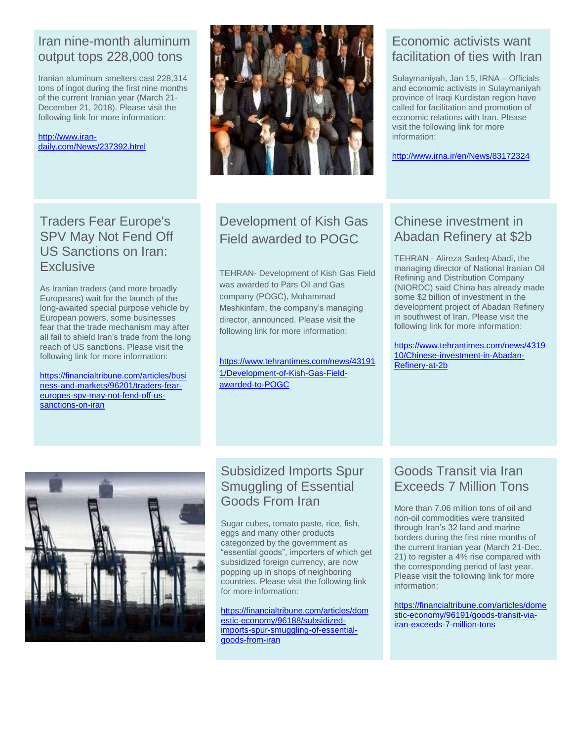## Iran nine-month aluminum output tops 228,000 tons

Iranian aluminum smelters cast 228,314 tons of ingot during the first nine months of the current Iranian year (March 21-December 21, 2018). Please visit the following link for more information:

http://www.iran-daily.com/News/237392.html

## Economic activists want facilitation of ties with Iran

Sulaymaniyah, Jan 15, IRNA – Officials and economic activists in Sulaymaniyah province of Iraqi Kurdistan region have called for facilitation and promotion of economic relations with Iran. Please visit the following link for more information:

http://www.irna.ir/en/News/83172324

## Traders Fear Europe's SPV May Not Fend Off US Sanctions on Iran: Exclusive

As Iranian traders (and more broadly Europeans) wait for the launch of the long-awaited special purpose vehicle by European powers, some businesses fear that the trade mechanism may after all fail to shield Iran's trade from the long reach of US sanctions. Please visit the following link for more information:

https://financialtribune.com/articles/business-and-markets/96201/traders-fear-europes-spv-may-not-fend-off-us-sanctions-on-iran

## Development of Kish Gas Field awarded to POGC

TEHRAN- Development of Kish Gas Field was awarded to Pars Oil and Gas company (POGC), Mohammad Meshkinfam, the company's managing director, announced. Please visit the following link for more information:

https://www.tehrantimes.com/news/431911/Development-of-Kish-Gas-Field-awarded-to-POGC

## Chinese investment in Abadan Refinery at $2b

TEHRAN - Alireza Sadeq-Abadi, the managing director of National Iranian Oil Refining and Distribution Company (NIORDC) said China has already made some $2 billion of investment in the development project of Abadan Refinery in southwest of Iran. Please visit the following link for more information:

https://www.tehrantimes.com/news/431910/Chinese-investment-in-Abadan-Refinery-at-2b

## Subsidized Imports Spur Smuggling of Essential Goods From Iran

Sugar cubes, tomato paste, rice, fish, eggs and many other products categorized by the government as "essential goods", importers of which get subsidized foreign currency, are now popping up in shops of neighboring countries. Please visit the following link for more information:

https://financialtribune.com/articles/domestic-economy/96188/subsidized-imports-spur-smuggling-of-essential-goods-from-iran

## Goods Transit via Iran Exceeds 7 Million Tons

More than 7.06 million tons of oil and non-oil commodities were transited through Iran's 32 land and marine borders during the first nine months of the current Iranian year (March 21-Dec. 21) to register a 4% rise compared with the corresponding period of last year. Please visit the following link for more information:

https://financialtribune.com/articles/domestic-economy/96191/goods-transit-via-iran-exceeds-7-million-tons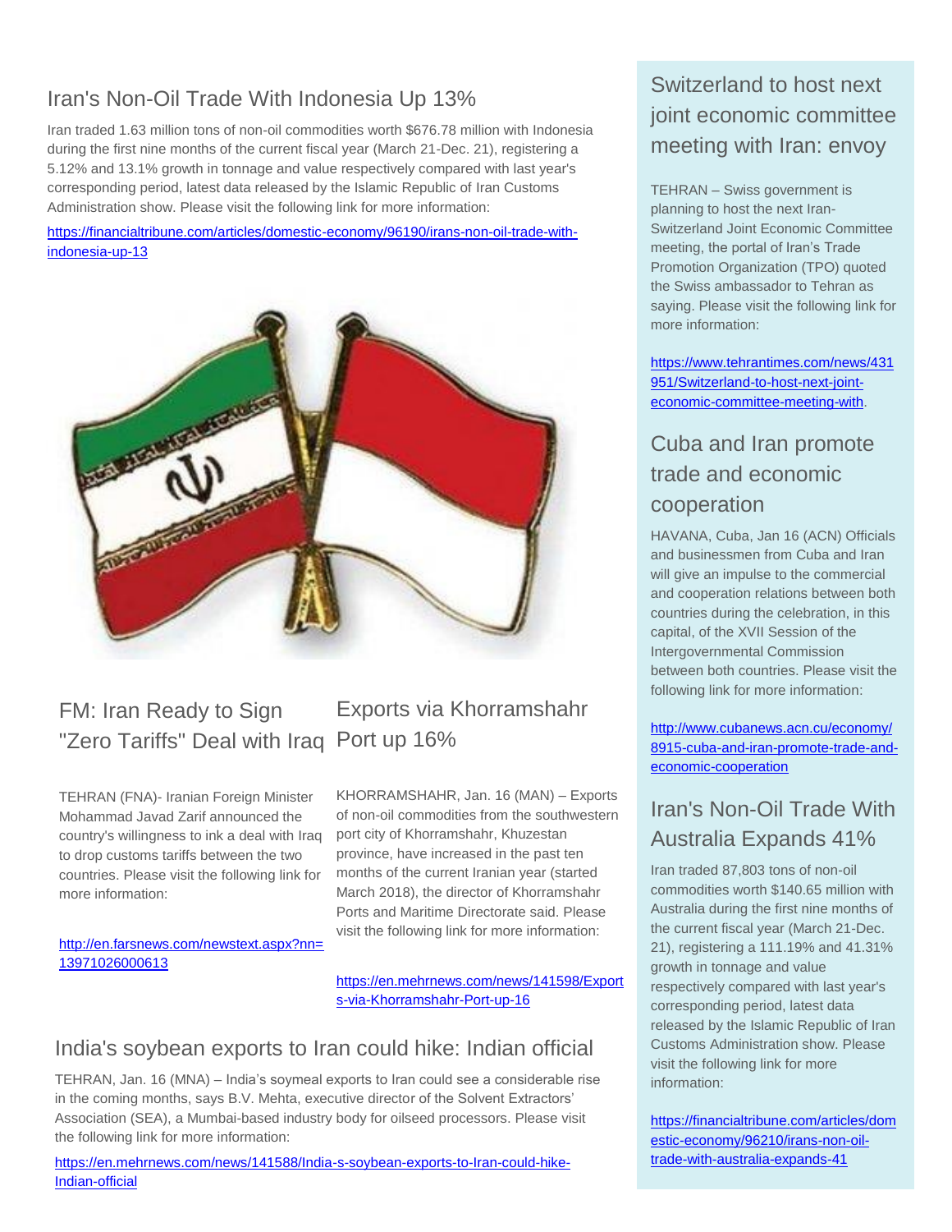## Iran's Non-Oil Trade With Indonesia Up 13%

Iran traded 1.63 million tons of non-oil commodities worth $676.78 million with Indonesia during the first nine months of the current fiscal year (March 21-Dec. 21), registering a 5.12% and 13.1% growth in tonnage and value respectively compared with last year's corresponding period, latest data released by the Islamic Republic of Iran Customs Administration show. Please visit the following link for more information:

https://financialtribune.com/articles/domestic-economy/96190/irans-non-oil-trade-with-indonesia-up-13

## FM: Iran Ready to Sign "Zero Tariffs" Deal with Iraq

TEHRAN (FNA)- Iranian Foreign Minister Mohammad Javad Zarif announced the country's willingness to ink a deal with Iraq to drop customs tariffs between the two countries. Please visit the following link for more information:

http://en.farsnews.com/newstext.aspx?nn=13971026000613

## Exports via Khorramshahr Port up 16%

KHORRAMSHAHR, Jan. 16 (MAN) – Exports of non-oil commodities from the southwestern port city of Khorramshahr, Khuzestan province, have increased in the past ten months of the current Iranian year (started March 2018), the director of Khorramshahr Ports and Maritime Directorate said. Please visit the following link for more information:

https://en.mehrnews.com/news/141598/Exports-via-Khorramshahr-Port-up-16

## India's soybean exports to Iran could hike: Indian official

TEHRAN, Jan. 16 (MNA) – India's soymeal exports to Iran could see a considerable rise in the coming months, says B.V. Mehta, executive director of the Solvent Extractors' Association (SEA), a Mumbai-based industry body for oilseed processors. Please visit the following link for more information:

https://en.mehrnews.com/news/141588/India-s-soybean-exports-to-Iran-could-hike-Indian-official

## Switzerland to host next joint economic committee meeting with Iran: envoy

TEHRAN – Swiss government is planning to host the next Iran-Switzerland Joint Economic Committee meeting, the portal of Iran's Trade Promotion Organization (TPO) quoted the Swiss ambassador to Tehran as saying. Please visit the following link for more information:

https://www.tehrantimes.com/news/431951/Switzerland-to-host-next-joint-economic-committee-meeting-with.

## Cuba and Iran promote trade and economic cooperation

HAVANA, Cuba, Jan 16 (ACN) Officials and businessmen from Cuba and Iran will give an impulse to the commercial and cooperation relations between both countries during the celebration, in this capital, of the XVII Session of the Intergovernmental Commission between both countries. Please visit the following link for more information:

http://www.cubanews.acn.cu/economy/8915-cuba-and-iran-promote-trade-and-economic-cooperation

## Iran's Non-Oil Trade With Australia Expands 41%

Iran traded 87,803 tons of non-oil commodities worth $140.65 million with Australia during the first nine months of the current fiscal year (March 21-Dec. 21), registering a 111.19% and 41.31% growth in tonnage and value respectively compared with last year's corresponding period, latest data released by the Islamic Republic of Iran Customs Administration show. Please visit the following link for more information:

https://financialtribune.com/articles/domestic-economy/96210/irans-non-oil-trade-with-australia-expands-41